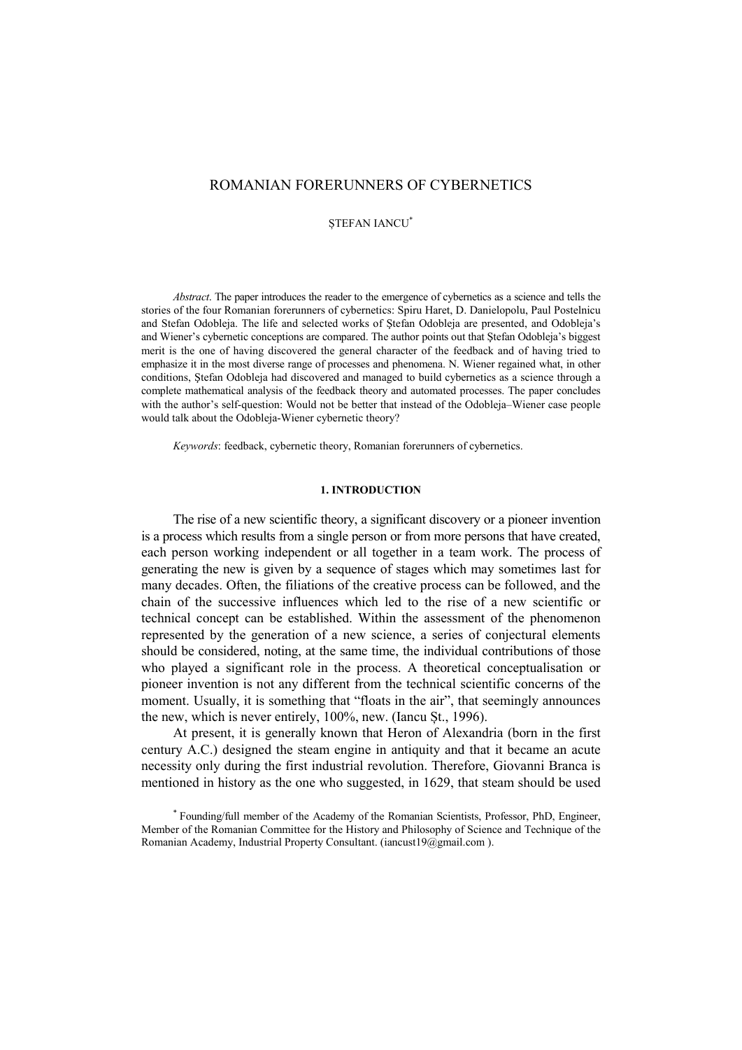# ROMANIAN FORERUNNERS OF CYBERNETICS

ŞTEFAN IANCU*

*Abstract*. The paper introduces the reader to the emergence of cybernetics as a science and tells the stories of the four Romanian forerunners of cybernetics: Spiru Haret, D. Danielopolu, Paul Postelnicu and Stefan Odobleja. The life and selected works of Ştefan Odobleja are presented, and Odobleja's and Wiener's cybernetic conceptions are compared. The author points out that Ştefan Odobleja's biggest merit is the one of having discovered the general character of the feedback and of having tried to emphasize it in the most diverse range of processes and phenomena. N. Wiener regained what, in other conditions, Ştefan Odobleja had discovered and managed to build cybernetics as a science through a complete mathematical analysis of the feedback theory and automated processes. The paper concludes with the author's self-question: Would not be better that instead of the Odobleja–Wiener case people would talk about the Odobleja-Wiener cybernetic theory?

*Keywords*: feedback, cybernetic theory, Romanian forerunners of cybernetics.

## 1. INTRODUCTION

The rise of a new scientific theory, a significant discovery or a pioneer invention is a process which results from a single person or from more persons that have created, each person working independent or all together in a team work. The process of generating the new is given by a sequence of stages which may sometimes last for many decades. Often, the filiations of the creative process can be followed, and the chain of the successive influences which led to the rise of a new scientific or technical concept can be established. Within the assessment of the phenomenon represented by the generation of a new science, a series of conjectural elements should be considered, noting, at the same time, the individual contributions of those who played a significant role in the process. A theoretical conceptualisation or pioneer invention is not any different from the technical scientific concerns of the moment. Usually, it is something that "floats in the air", that seemingly announces the new, which is never entirely, 100%, new. (Iancu Șt., 1996).

At present, it is generally known that Heron of Alexandria (born in the first century A.C.) designed the steam engine in antiquity and that it became an acute necessity only during the first industrial revolution. Therefore, Giovanni Branca is mentioned in history as the one who suggested, in 1629, that steam should be used

\* Founding/full member of the Academy of the Romanian Scientists, Professor, PhD, Engineer, Member of the Romanian Committee for the History and Philosophy of Science and Technique of the Romanian Academy, Industrial Property Consultant. (iancust19@gmail.com ).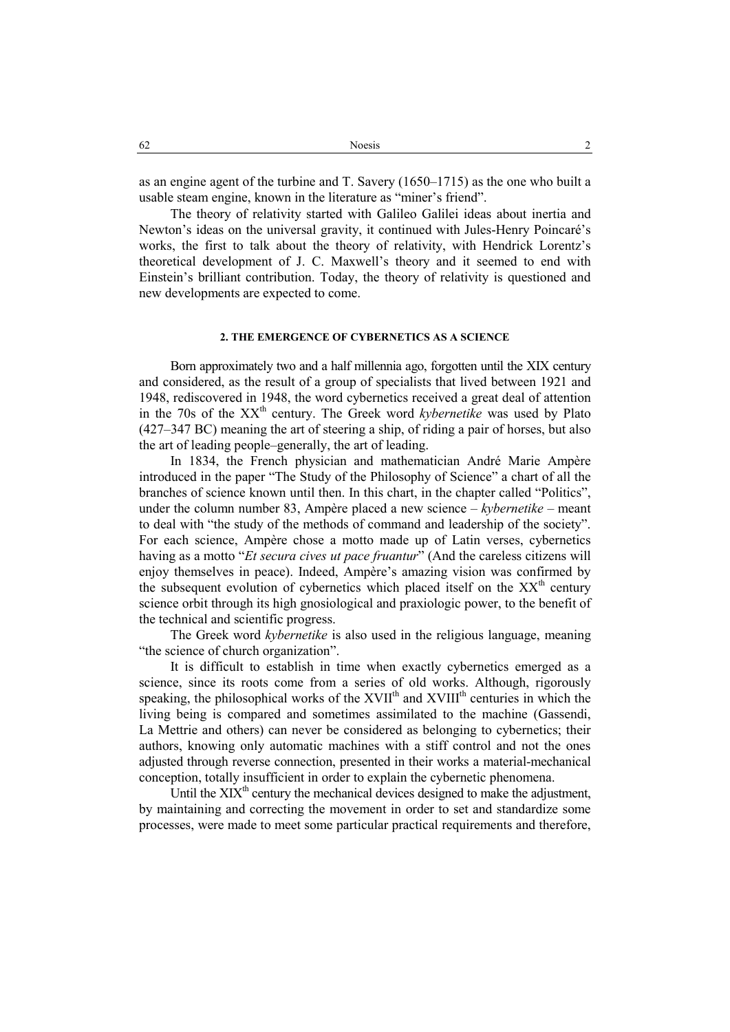as an engine agent of the turbine and T. Savery (1650–1715) as the one who built a usable steam engine, known in the literature as "miner's friend".

The theory of relativity started with Galileo Galilei ideas about inertia and Newton's ideas on the universal gravity, it continued with Jules-Henry Poincaré's works, the first to talk about the theory of relativity, with Hendrick Lorentz's theoretical development of J. C. Maxwell's theory and it seemed to end with Einstein's brilliant contribution. Today, the theory of relativity is questioned and new developments are expected to come.

## 2. THE EMERGENCE OF CYBERNETICS AS A SCIENCE

Born approximately two and a half millennia ago, forgotten until the XIX century and considered, as the result of a group of specialists that lived between 1921 and 1948, rediscovered in 1948, the word cybernetics received a great deal of attention in the 70s of the XX$^{th}$ century. The Greek word *kybernetike* was used by Plato (427–347 BC) meaning the art of steering a ship, of riding a pair of horses, but also the art of leading people–generally, the art of leading.

In 1834, the French physician and mathematician André Marie Ampère introduced in the paper "The Study of the Philosophy of Science" a chart of all the branches of science known until then. In this chart, in the chapter called "Politics", under the column number 83, Ampère placed a new science – *kybernetike* – meant to deal with "the study of the methods of command and leadership of the society". For each science, Ampère chose a motto made up of Latin verses, cybernetics having as a motto "*Et secura cives ut pace fruantur*" (And the careless citizens will enjoy themselves in peace). Indeed, Ampère's amazing vision was confirmed by the subsequent evolution of cybernetics which placed itself on the XX$^{th}$ century science orbit through its high gnosiological and praxiologic power, to the benefit of the technical and scientific progress.

The Greek word *kybernetike* is also used in the religious language, meaning "the science of church organization".

It is difficult to establish in time when exactly cybernetics emerged as a science, since its roots come from a series of old works. Although, rigorously speaking, the philosophical works of the XVII$^{th}$ and XVIII$^{th}$ centuries in which the living being is compared and sometimes assimilated to the machine (Gassendi, La Mettrie and others) can never be considered as belonging to cybernetics; their authors, knowing only automatic machines with a stiff control and not the ones adjusted through reverse connection, presented in their works a material-mechanical conception, totally insufficient in order to explain the cybernetic phenomena.

Until the XIX$^{th}$ century the mechanical devices designed to make the adjustment, by maintaining and correcting the movement in order to set and standardize some processes, were made to meet some particular practical requirements and therefore,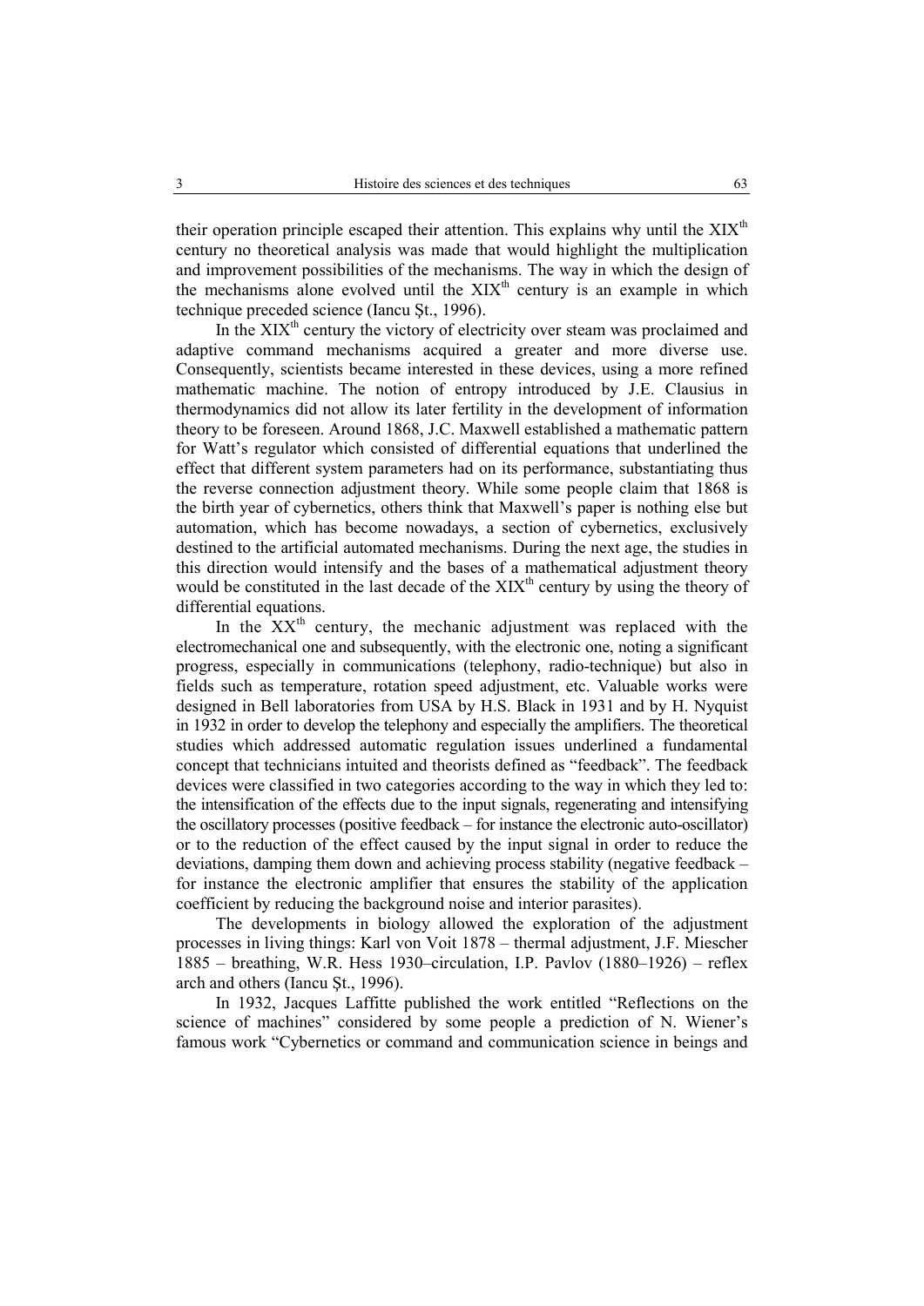their operation principle escaped their attention. This explains why until the XIX$^{th}$ century no theoretical analysis was made that would highlight the multiplication and improvement possibilities of the mechanisms. The way in which the design of the mechanisms alone evolved until the XIX$^{th}$ century is an example in which technique preceded science (Iancu Şt., 1996).

In the XIX$^{th}$ century the victory of electricity over steam was proclaimed and adaptive command mechanisms acquired a greater and more diverse use. Consequently, scientists became interested in these devices, using a more refined mathematic machine. The notion of entropy introduced by J.E. Clausius in thermodynamics did not allow its later fertility in the development of information theory to be foreseen. Around 1868, J.C. Maxwell established a mathematic pattern for Watt's regulator which consisted of differential equations that underlined the effect that different system parameters had on its performance, substantiating thus the reverse connection adjustment theory. While some people claim that 1868 is the birth year of cybernetics, others think that Maxwell's paper is nothing else but automation, which has become nowadays, a section of cybernetics, exclusively destined to the artificial automated mechanisms. During the next age, the studies in this direction would intensify and the bases of a mathematical adjustment theory would be constituted in the last decade of the XIX$^{th}$ century by using the theory of differential equations.

In the XX$^{th}$ century, the mechanic adjustment was replaced with the electromechanical one and subsequently, with the electronic one, noting a significant progress, especially in communications (telephony, radio-technique) but also in fields such as temperature, rotation speed adjustment, etc. Valuable works were designed in Bell laboratories from USA by H.S. Black in 1931 and by H. Nyquist in 1932 in order to develop the telephony and especially the amplifiers. The theoretical studies which addressed automatic regulation issues underlined a fundamental concept that technicians intuited and theorists defined as "feedback". The feedback devices were classified in two categories according to the way in which they led to: the intensification of the effects due to the input signals, regenerating and intensifying the oscillatory processes (positive feedback – for instance the electronic auto-oscillator) or to the reduction of the effect caused by the input signal in order to reduce the deviations, damping them down and achieving process stability (negative feedback – for instance the electronic amplifier that ensures the stability of the application coefficient by reducing the background noise and interior parasites).

The developments in biology allowed the exploration of the adjustment processes in living things: Karl von Voit 1878 – thermal adjustment, J.F. Miescher 1885 – breathing, W.R. Hess 1930–circulation, I.P. Pavlov (1880–1926) – reflex arch and others (Iancu Şt., 1996).

In 1932, Jacques Laffitte published the work entitled "Reflections on the science of machines" considered by some people a prediction of N. Wiener's famous work "Cybernetics or command and communication science in beings and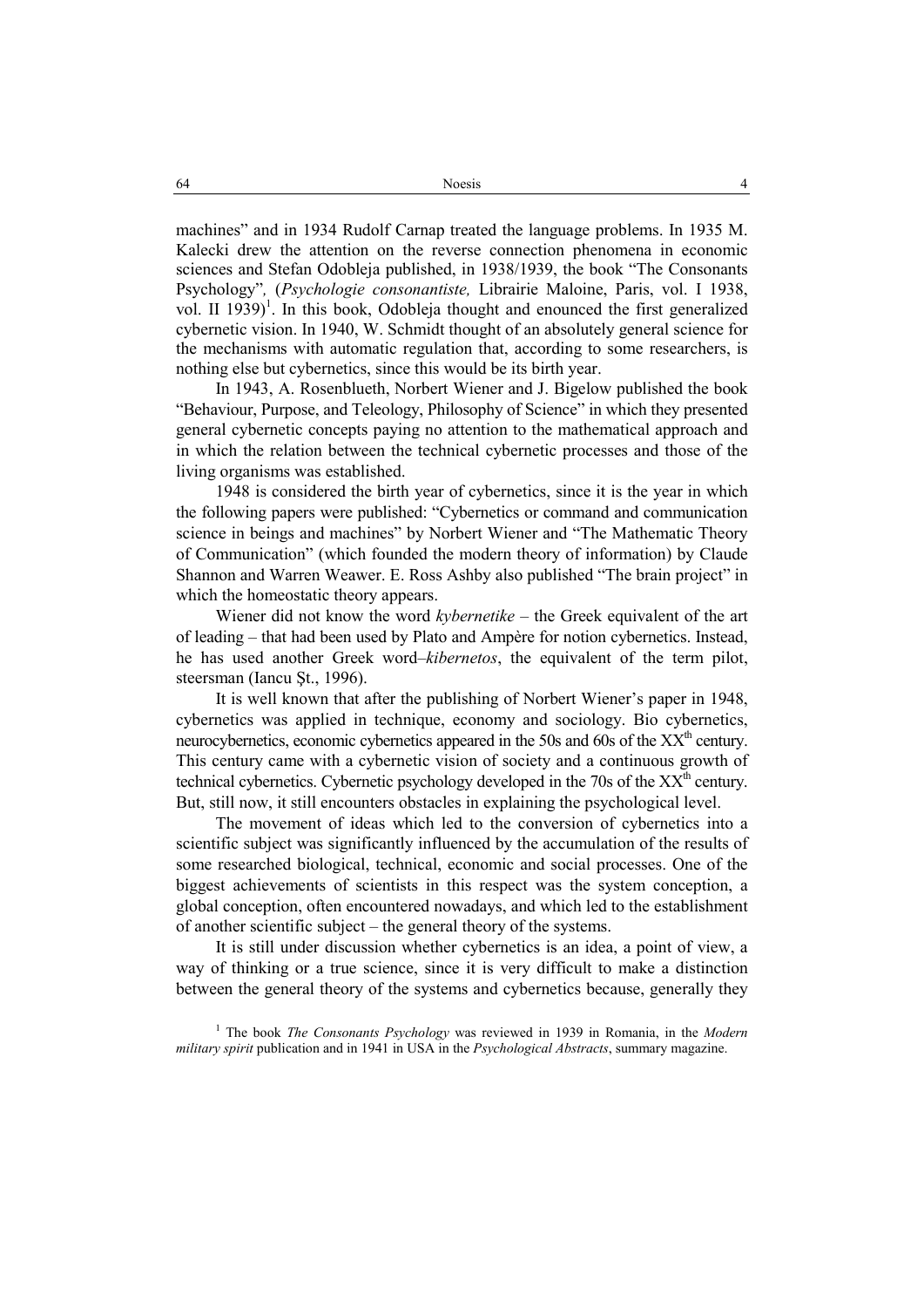machines" and in 1934 Rudolf Carnap treated the language problems. In 1935 M. Kalecki drew the attention on the reverse connection phenomena in economic sciences and Stefan Odobleja published, in 1938/1939, the book "The Consonants Psychology", (*Psychologie consonantiste,* Librairie Maloine, Paris, vol. I 1938, vol. II 1939)[1]. In this book, Odobleja thought and enounced the first generalized cybernetic vision. In 1940, W. Schmidt thought of an absolutely general science for the mechanisms with automatic regulation that, according to some researchers, is nothing else but cybernetics, since this would be its birth year.

In 1943, A. Rosenblueth, Norbert Wiener and J. Bigelow published the book "Behaviour, Purpose, and Teleology, Philosophy of Science" in which they presented general cybernetic concepts paying no attention to the mathematical approach and in which the relation between the technical cybernetic processes and those of the living organisms was established.

1948 is considered the birth year of cybernetics, since it is the year in which the following papers were published: "Cybernetics or command and communication science in beings and machines" by Norbert Wiener and "The Mathematic Theory of Communication" (which founded the modern theory of information) by Claude Shannon and Warren Weawer. E. Ross Ashby also published "The brain project" in which the homeostatic theory appears.

Wiener did not know the word *kybernetike* – the Greek equivalent of the art of leading – that had been used by Plato and Ampère for notion cybernetics. Instead, he has used another Greek word–*kibernetos*, the equivalent of the term pilot, steersman (Iancu Şt., 1996).

It is well known that after the publishing of Norbert Wiener's paper in 1948, cybernetics was applied in technique, economy and sociology. Bio cybernetics, neurocybernetics, economic cybernetics appeared in the 50s and 60s of the XX$^{th}$ century. This century came with a cybernetic vision of society and a continuous growth of technical cybernetics. Cybernetic psychology developed in the 70s of the XX$^{th}$ century. But, still now, it still encounters obstacles in explaining the psychological level.

The movement of ideas which led to the conversion of cybernetics into a scientific subject was significantly influenced by the accumulation of the results of some researched biological, technical, economic and social processes. One of the biggest achievements of scientists in this respect was the system conception, a global conception, often encountered nowadays, and which led to the establishment of another scientific subject – the general theory of the systems.

It is still under discussion whether cybernetics is an idea, a point of view, a way of thinking or a true science, since it is very difficult to make a distinction between the general theory of the systems and cybernetics because, generally they

[1] The book *The Consonants Psychology* was reviewed in 1939 in Romania, in the *Modern military spirit* publication and in 1941 in USA in the *Psychological Abstracts*, summary magazine.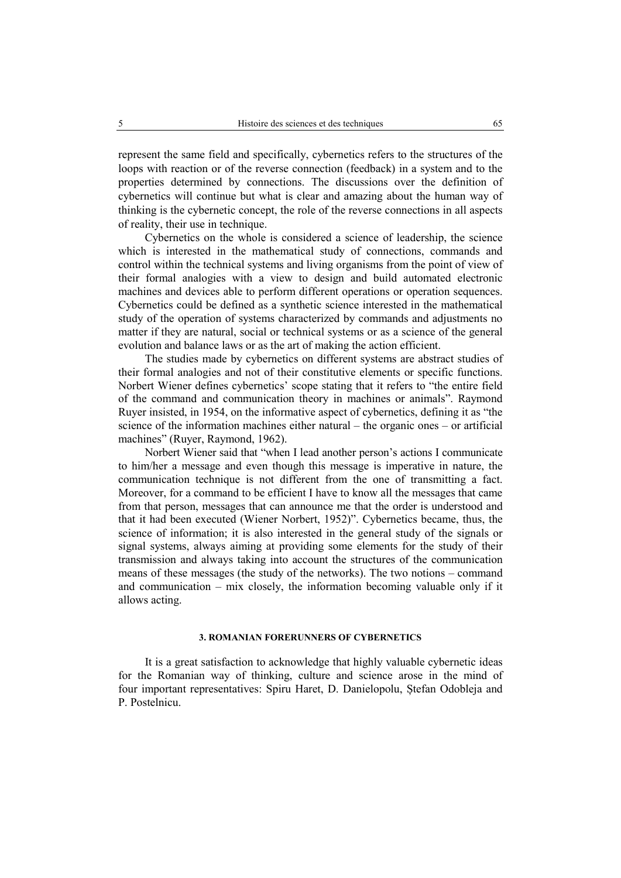represent the same field and specifically, cybernetics refers to the structures of the loops with reaction or of the reverse connection (feedback) in a system and to the properties determined by connections. The discussions over the definition of cybernetics will continue but what is clear and amazing about the human way of thinking is the cybernetic concept, the role of the reverse connections in all aspects of reality, their use in technique.

Cybernetics on the whole is considered a science of leadership, the science which is interested in the mathematical study of connections, commands and control within the technical systems and living organisms from the point of view of their formal analogies with a view to design and build automated electronic machines and devices able to perform different operations or operation sequences. Cybernetics could be defined as a synthetic science interested in the mathematical study of the operation of systems characterized by commands and adjustments no matter if they are natural, social or technical systems or as a science of the general evolution and balance laws or as the art of making the action efficient.

The studies made by cybernetics on different systems are abstract studies of their formal analogies and not of their constitutive elements or specific functions. Norbert Wiener defines cybernetics' scope stating that it refers to "the entire field of the command and communication theory in machines or animals". Raymond Ruyer insisted, in 1954, on the informative aspect of cybernetics, defining it as "the science of the information machines either natural – the organic ones – or artificial machines" (Ruyer, Raymond, 1962).

Norbert Wiener said that "when I lead another person's actions I communicate to him/her a message and even though this message is imperative in nature, the communication technique is not different from the one of transmitting a fact. Moreover, for a command to be efficient I have to know all the messages that came from that person, messages that can announce me that the order is understood and that it had been executed (Wiener Norbert, 1952)". Cybernetics became, thus, the science of information; it is also interested in the general study of the signals or signal systems, always aiming at providing some elements for the study of their transmission and always taking into account the structures of the communication means of these messages (the study of the networks). The two notions – command and communication – mix closely, the information becoming valuable only if it allows acting.

## 3. ROMANIAN FORERUNNERS OF CYBERNETICS

It is a great satisfaction to acknowledge that highly valuable cybernetic ideas for the Romanian way of thinking, culture and science arose in the mind of four important representatives: Spiru Haret, D. Danielopolu, Ștefan Odobleja and P. Postelnicu.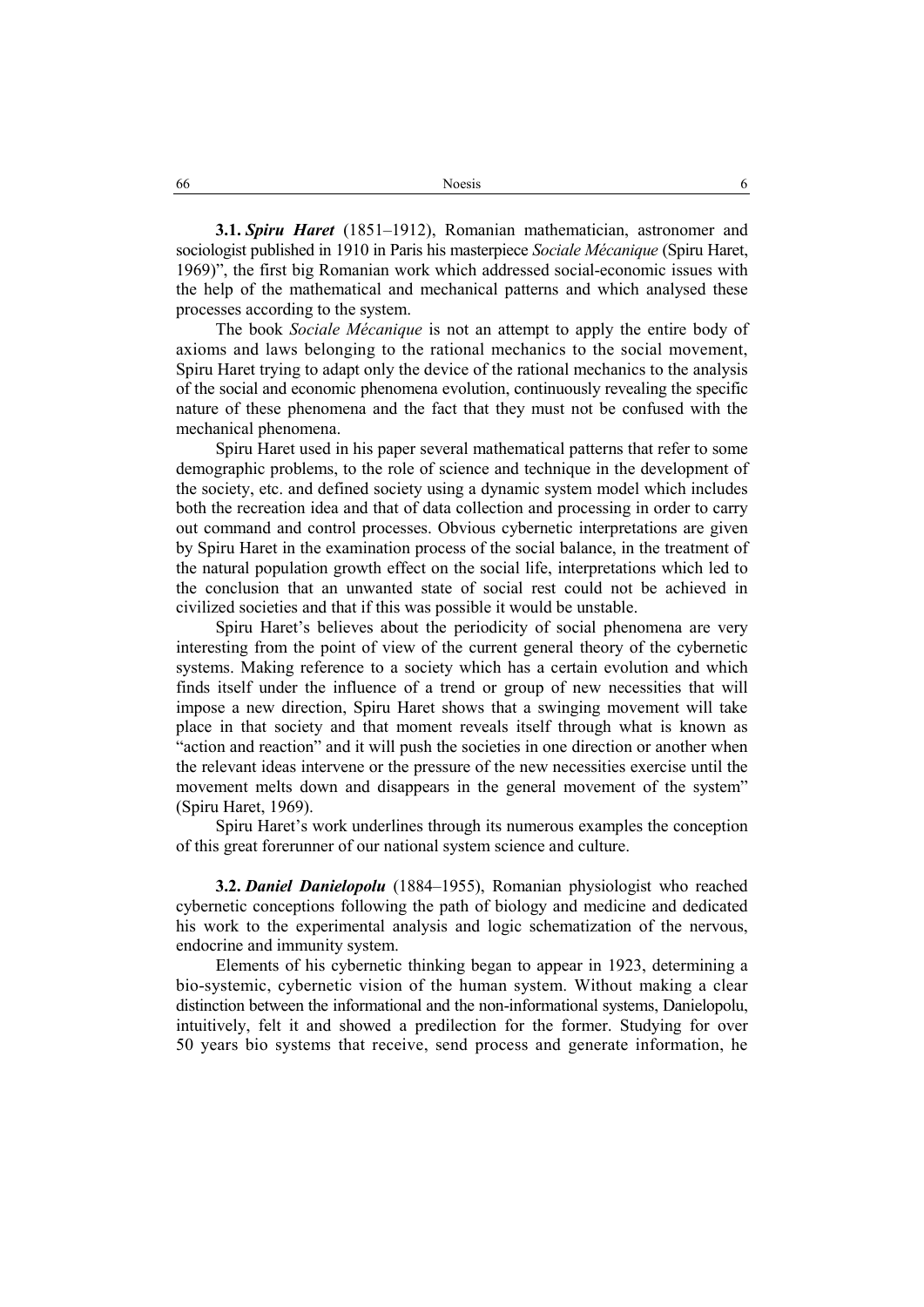**3.1.** ***Spiru Haret*** (1851–1912), Romanian mathematician, astronomer and sociologist published in 1910 in Paris his masterpiece *Sociale Mécanique* (Spiru Haret, 1969)", the first big Romanian work which addressed social-economic issues with the help of the mathematical and mechanical patterns and which analysed these processes according to the system.

The book *Sociale Mécanique* is not an attempt to apply the entire body of axioms and laws belonging to the rational mechanics to the social movement, Spiru Haret trying to adapt only the device of the rational mechanics to the analysis of the social and economic phenomena evolution, continuously revealing the specific nature of these phenomena and the fact that they must not be confused with the mechanical phenomena.

Spiru Haret used in his paper several mathematical patterns that refer to some demographic problems, to the role of science and technique in the development of the society, etc. and defined society using a dynamic system model which includes both the recreation idea and that of data collection and processing in order to carry out command and control processes. Obvious cybernetic interpretations are given by Spiru Haret in the examination process of the social balance, in the treatment of the natural population growth effect on the social life, interpretations which led to the conclusion that an unwanted state of social rest could not be achieved in civilized societies and that if this was possible it would be unstable.

Spiru Haret's believes about the periodicity of social phenomena are very interesting from the point of view of the current general theory of the cybernetic systems. Making reference to a society which has a certain evolution and which finds itself under the influence of a trend or group of new necessities that will impose a new direction, Spiru Haret shows that a swinging movement will take place in that society and that moment reveals itself through what is known as "action and reaction" and it will push the societies in one direction or another when the relevant ideas intervene or the pressure of the new necessities exercise until the movement melts down and disappears in the general movement of the system" (Spiru Haret, 1969).

Spiru Haret's work underlines through its numerous examples the conception of this great forerunner of our national system science and culture.

**3.2.** ***Daniel Danielopolu*** (1884–1955), Romanian physiologist who reached cybernetic conceptions following the path of biology and medicine and dedicated his work to the experimental analysis and logic schematization of the nervous, endocrine and immunity system.

Elements of his cybernetic thinking began to appear in 1923, determining a bio-systemic, cybernetic vision of the human system. Without making a clear distinction between the informational and the non-informational systems, Danielopolu, intuitively, felt it and showed a predilection for the former. Studying for over 50 years bio systems that receive, send process and generate information, he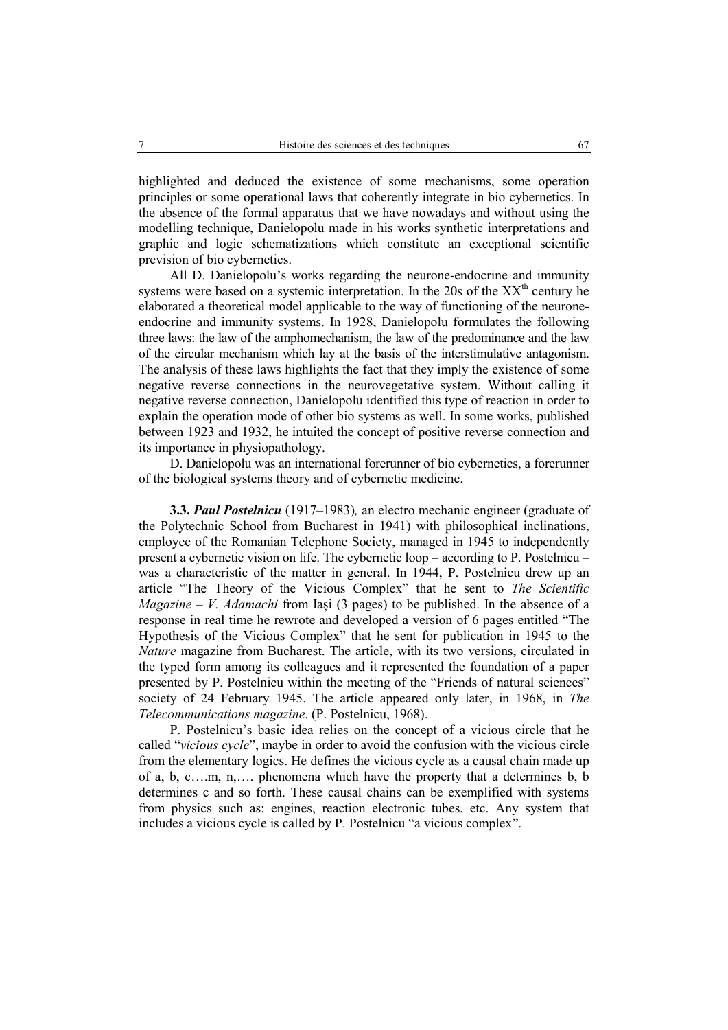highlighted and deduced the existence of some mechanisms, some operation principles or some operational laws that coherently integrate in bio cybernetics. In the absence of the formal apparatus that we have nowadays and without using the modelling technique, Danielopolu made in his works synthetic interpretations and graphic and logic schematizations which constitute an exceptional scientific prevision of bio cybernetics.

All D. Danielopolu's works regarding the neurone-endocrine and immunity systems were based on a systemic interpretation. In the 20s of the XX[th] century he elaborated a theoretical model applicable to the way of functioning of the neurone-endocrine and immunity systems. In 1928, Danielopolu formulates the following three laws: the law of the amphomechanism, the law of the predominance and the law of the circular mechanism which lay at the basis of the interstimulative antagonism. The analysis of these laws highlights the fact that they imply the existence of some negative reverse connections in the neurovegetative system. Without calling it negative reverse connection, Danielopolu identified this type of reaction in order to explain the operation mode of other bio systems as well. In some works, published between 1923 and 1932, he intuited the concept of positive reverse connection and its importance in physiopathology.

D. Danielopolu was an international forerunner of bio cybernetics, a forerunner of the biological systems theory and of cybernetic medicine.

**3.3.** ***Paul Postelnicu*** (1917–1983)*,* an electro mechanic engineer (graduate of the Polytechnic School from Bucharest in 1941) with philosophical inclinations, employee of the Romanian Telephone Society, managed in 1945 to independently present a cybernetic vision on life. The cybernetic loop – according to P. Postelnicu – was a characteristic of the matter in general. In 1944, P. Postelnicu drew up an article "The Theory of the Vicious Complex" that he sent to *The Scientific Magazine – V. Adamachi* from Iași (3 pages) to be published. In the absence of a response in real time he rewrote and developed a version of 6 pages entitled "The Hypothesis of the Vicious Complex" that he sent for publication in 1945 to the *Nature* magazine from Bucharest. The article, with its two versions, circulated in the typed form among its colleagues and it represented the foundation of a paper presented by P. Postelnicu within the meeting of the "Friends of natural sciences" society of 24 February 1945. The article appeared only later, in 1968, in *The Telecommunications magazine*. (P. Postelnicu, 1968).

P. Postelnicu's basic idea relies on the concept of a vicious circle that he called "*vicious cycle*", maybe in order to avoid the confusion with the vicious circle from the elementary logics. He defines the vicious cycle as a causal chain made up of a, b, c….m, n,…. phenomena which have the property that a determines b, b determines c and so forth. These causal chains can be exemplified with systems from physics such as: engines, reaction electronic tubes, etc. Any system that includes a vicious cycle is called by P. Postelnicu "a vicious complex".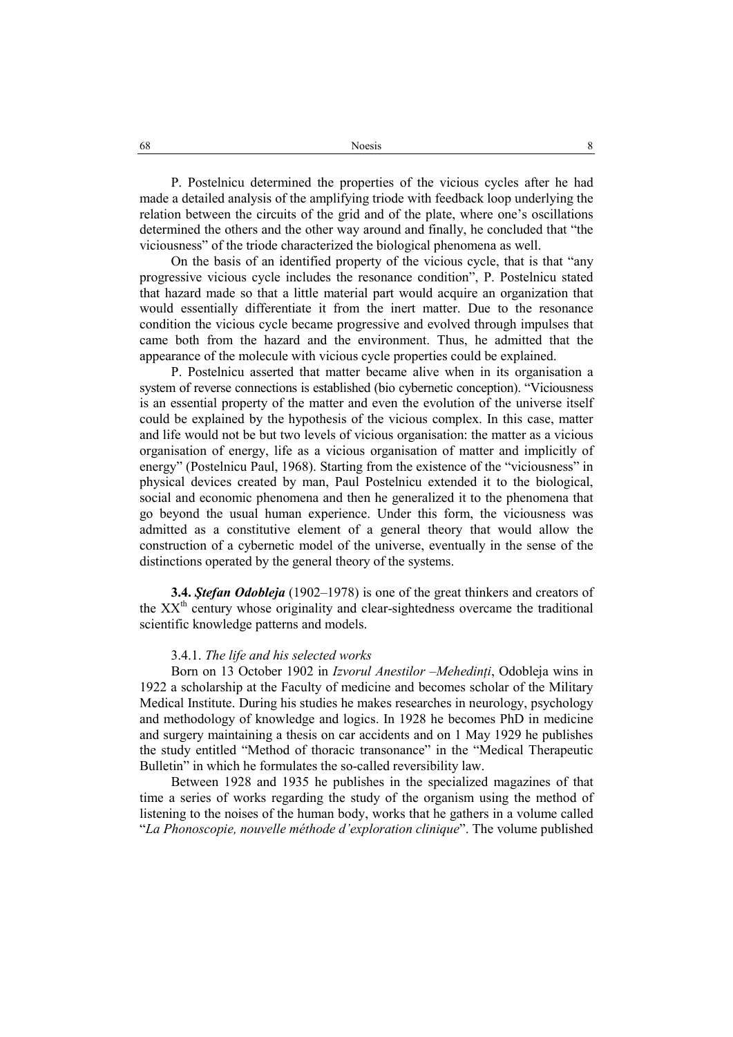P. Postelnicu determined the properties of the vicious cycles after he had made a detailed analysis of the amplifying triode with feedback loop underlying the relation between the circuits of the grid and of the plate, where one's oscillations determined the others and the other way around and finally, he concluded that "the viciousness" of the triode characterized the biological phenomena as well.

On the basis of an identified property of the vicious cycle, that is that "any progressive vicious cycle includes the resonance condition", P. Postelnicu stated that hazard made so that a little material part would acquire an organization that would essentially differentiate it from the inert matter. Due to the resonance condition the vicious cycle became progressive and evolved through impulses that came both from the hazard and the environment. Thus, he admitted that the appearance of the molecule with vicious cycle properties could be explained.

P. Postelnicu asserted that matter became alive when in its organisation a system of reverse connections is established (bio cybernetic conception). "Viciousness is an essential property of the matter and even the evolution of the universe itself could be explained by the hypothesis of the vicious complex. In this case, matter and life would not be but two levels of vicious organisation: the matter as a vicious organisation of energy, life as a vicious organisation of matter and implicitly of energy" (Postelnicu Paul, 1968). Starting from the existence of the "viciousness" in physical devices created by man, Paul Postelnicu extended it to the biological, social and economic phenomena and then he generalized it to the phenomena that go beyond the usual human experience. Under this form, the viciousness was admitted as a constitutive element of a general theory that would allow the construction of a cybernetic model of the universe, eventually in the sense of the distinctions operated by the general theory of the systems.

**3.4. *Ştefan Odobleja*** (1902–1978) is one of the great thinkers and creators of the XX[th] century whose originality and clear-sightedness overcame the traditional scientific knowledge patterns and models.

3.4.1. *The life and his selected works*

Born on 13 October 1902 in *Izvorul Anestilor –Mehedinţi*, Odobleja wins in 1922 a scholarship at the Faculty of medicine and becomes scholar of the Military Medical Institute. During his studies he makes researches in neurology, psychology and methodology of knowledge and logics. In 1928 he becomes PhD in medicine and surgery maintaining a thesis on car accidents and on 1 May 1929 he publishes the study entitled "Method of thoracic transonance" in the "Medical Therapeutic Bulletin" in which he formulates the so-called reversibility law.

Between 1928 and 1935 he publishes in the specialized magazines of that time a series of works regarding the study of the organism using the method of listening to the noises of the human body, works that he gathers in a volume called "*La Phonoscopie, nouvelle méthode d'exploration clinique*". The volume published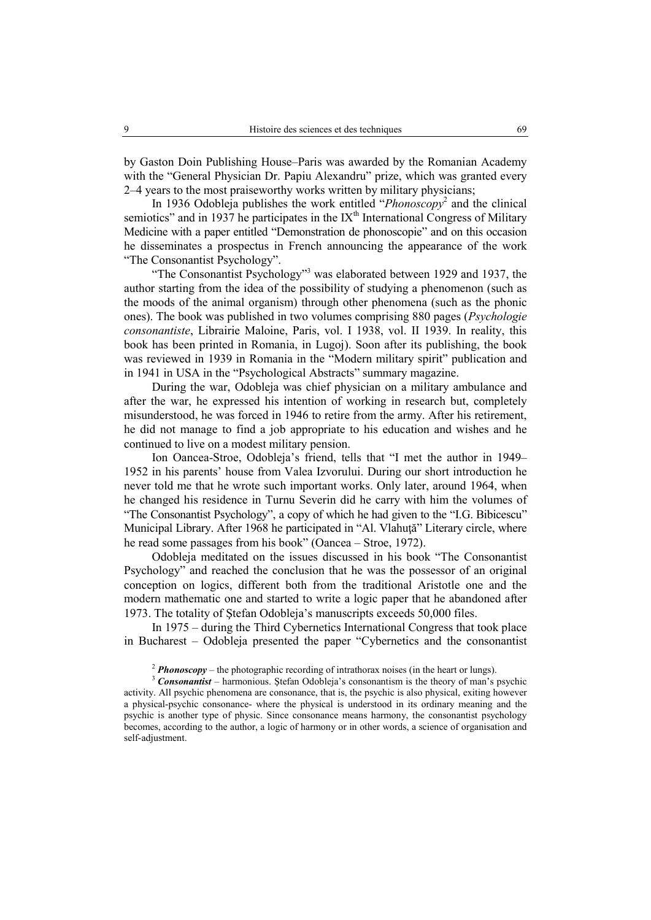by Gaston Doin Publishing House–Paris was awarded by the Romanian Academy with the "General Physician Dr. Papiu Alexandru" prize, which was granted every 2–4 years to the most praiseworthy works written by military physicians;

In 1936 Odobleja publishes the work entitled "*Phonoscopy*[2] and the clinical semiotics" and in 1937 he participates in the IX$^{th}$ International Congress of Military Medicine with a paper entitled "Demonstration de phonoscopie" and on this occasion he disseminates a prospectus in French announcing the appearance of the work "The Consonantist Psychology".

"The Consonantist Psychology"[3] was elaborated between 1929 and 1937, the author starting from the idea of the possibility of studying a phenomenon (such as the moods of the animal organism) through other phenomena (such as the phonic ones). The book was published in two volumes comprising 880 pages (*Psychologie consonantiste*, Librairie Maloine, Paris, vol. I 1938, vol. II 1939. In reality, this book has been printed in Romania, in Lugoj). Soon after its publishing, the book was reviewed in 1939 in Romania in the "Modern military spirit" publication and in 1941 in USA in the "Psychological Abstracts" summary magazine.

During the war, Odobleja was chief physician on a military ambulance and after the war, he expressed his intention of working in research but, completely misunderstood, he was forced in 1946 to retire from the army. After his retirement, he did not manage to find a job appropriate to his education and wishes and he continued to live on a modest military pension.

Ion Oancea-Stroe, Odobleja's friend, tells that "I met the author in 1949–1952 in his parents' house from Valea Izvorului. During our short introduction he never told me that he wrote such important works. Only later, around 1964, when he changed his residence in Turnu Severin did he carry with him the volumes of "The Consonantist Psychology", a copy of which he had given to the "I.G. Bibicescu" Municipal Library. After 1968 he participated in "Al. Vlahuţă" Literary circle, where he read some passages from his book" (Oancea – Stroe, 1972).

Odobleja meditated on the issues discussed in his book "The Consonantist Psychology" and reached the conclusion that he was the possessor of an original conception on logics, different both from the traditional Aristotle one and the modern mathematic one and started to write a logic paper that he abandoned after 1973. The totality of Ştefan Odobleja's manuscripts exceeds 50,000 files.

In 1975 – during the Third Cybernetics International Congress that took place in Bucharest – Odobleja presented the paper "Cybernetics and the consonantist

[2] ***Phonoscopy*** – the photographic recording of intrathorax noises (in the heart or lungs).

[3] ***Consonantist*** – harmonious. Ştefan Odobleja's consonantism is the theory of man's psychic activity. All psychic phenomena are consonance, that is, the psychic is also physical, exiting however a physical-psychic consonance- where the physical is understood in its ordinary meaning and the psychic is another type of physic. Since consonance means harmony, the consonantist psychology becomes, according to the author, a logic of harmony or in other words, a science of organisation and self-adjustment.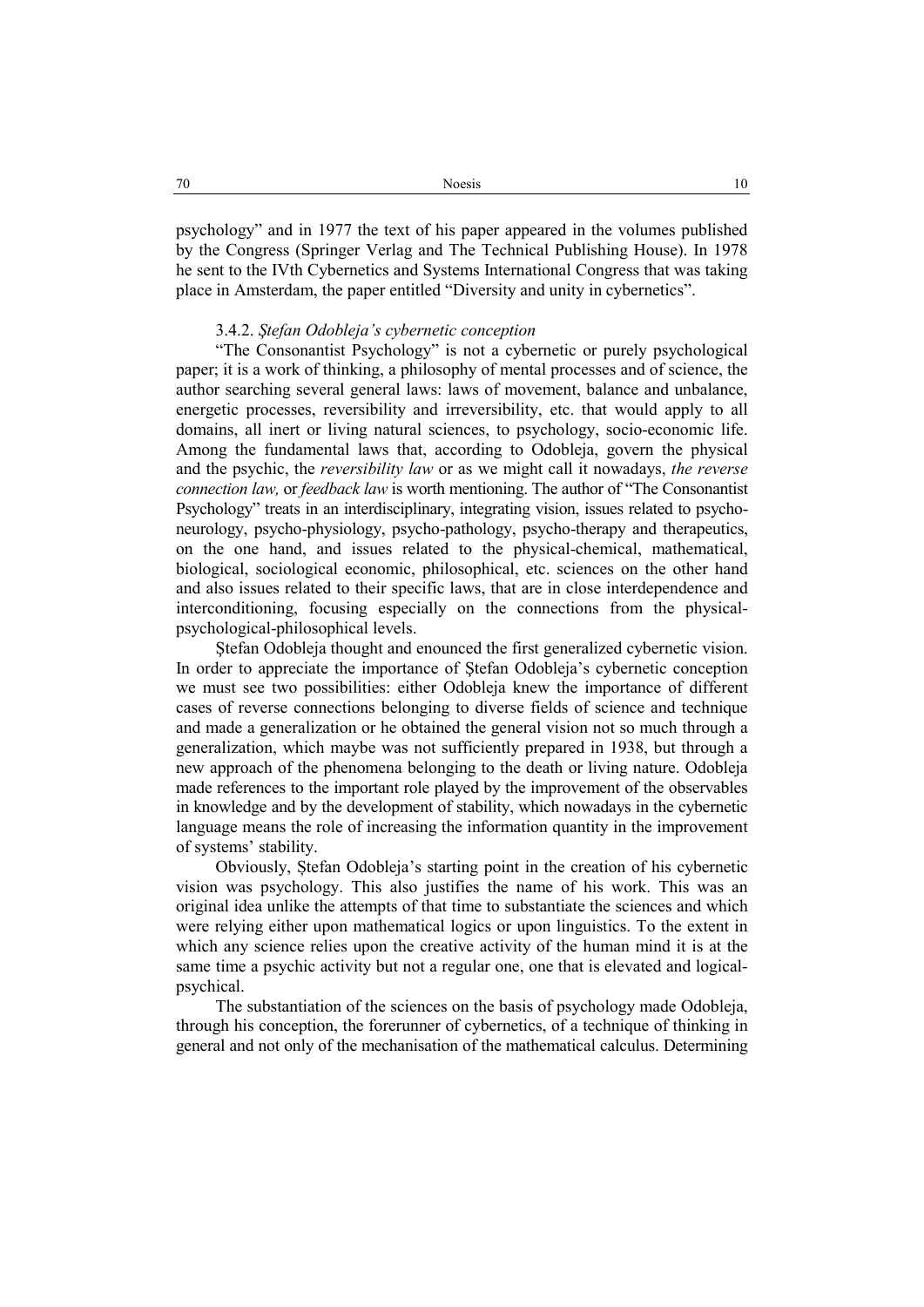psychology" and in 1977 the text of his paper appeared in the volumes published by the Congress (Springer Verlag and The Technical Publishing House). In 1978 he sent to the IVth Cybernetics and Systems International Congress that was taking place in Amsterdam, the paper entitled "Diversity and unity in cybernetics".

### 3.4.2. *Ştefan Odobleja's cybernetic conception*

"The Consonantist Psychology" is not a cybernetic or purely psychological paper; it is a work of thinking, a philosophy of mental processes and of science, the author searching several general laws: laws of movement, balance and unbalance, energetic processes, reversibility and irreversibility, etc. that would apply to all domains, all inert or living natural sciences, to psychology, socio-economic life. Among the fundamental laws that, according to Odobleja, govern the physical and the psychic, the *reversibility law* or as we might call it nowadays, *the reverse connection law,* or *feedback law* is worth mentioning. The author of "The Consonantist Psychology" treats in an interdisciplinary, integrating vision, issues related to psycho-neurology, psycho-physiology, psycho-pathology, psycho-therapy and therapeutics, on the one hand, and issues related to the physical-chemical, mathematical, biological, sociological economic, philosophical, etc. sciences on the other hand and also issues related to their specific laws, that are in close interdependence and interconditioning, focusing especially on the connections from the physical-psychological-philosophical levels.

Ştefan Odobleja thought and enounced the first generalized cybernetic vision. In order to appreciate the importance of Ştefan Odobleja's cybernetic conception we must see two possibilities: either Odobleja knew the importance of different cases of reverse connections belonging to diverse fields of science and technique and made a generalization or he obtained the general vision not so much through a generalization, which maybe was not sufficiently prepared in 1938, but through a new approach of the phenomena belonging to the death or living nature. Odobleja made references to the important role played by the improvement of the observables in knowledge and by the development of stability, which nowadays in the cybernetic language means the role of increasing the information quantity in the improvement of systems' stability.

Obviously, Ştefan Odobleja's starting point in the creation of his cybernetic vision was psychology. This also justifies the name of his work. This was an original idea unlike the attempts of that time to substantiate the sciences and which were relying either upon mathematical logics or upon linguistics. To the extent in which any science relies upon the creative activity of the human mind it is at the same time a psychic activity but not a regular one, one that is elevated and logical-psychical.

The substantiation of the sciences on the basis of psychology made Odobleja, through his conception, the forerunner of cybernetics, of a technique of thinking in general and not only of the mechanisation of the mathematical calculus. Determining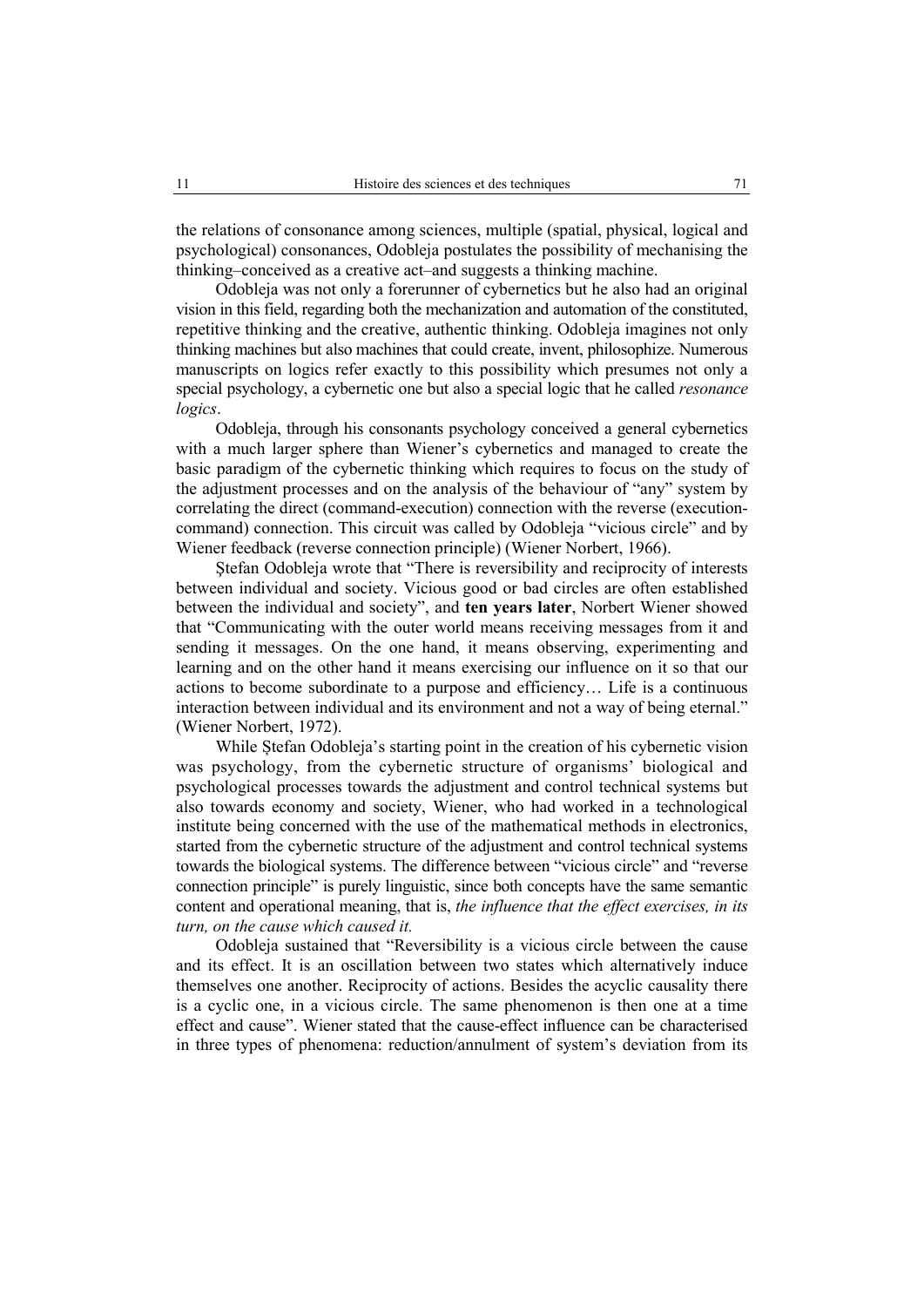the relations of consonance among sciences, multiple (spatial, physical, logical and psychological) consonances, Odobleja postulates the possibility of mechanising the thinking–conceived as a creative act–and suggests a thinking machine.

Odobleja was not only a forerunner of cybernetics but he also had an original vision in this field, regarding both the mechanization and automation of the constituted, repetitive thinking and the creative, authentic thinking. Odobleja imagines not only thinking machines but also machines that could create, invent, philosophize. Numerous manuscripts on logics refer exactly to this possibility which presumes not only a special psychology, a cybernetic one but also a special logic that he called *resonance logics*.

Odobleja, through his consonants psychology conceived a general cybernetics with a much larger sphere than Wiener's cybernetics and managed to create the basic paradigm of the cybernetic thinking which requires to focus on the study of the adjustment processes and on the analysis of the behaviour of "any" system by correlating the direct (command-execution) connection with the reverse (execution-command) connection. This circuit was called by Odobleja "vicious circle" and by Wiener feedback (reverse connection principle) (Wiener Norbert, 1966).

Ştefan Odobleja wrote that "There is reversibility and reciprocity of interests between individual and society. Vicious good or bad circles are often established between the individual and society", and **ten years later**, Norbert Wiener showed that "Communicating with the outer world means receiving messages from it and sending it messages. On the one hand, it means observing, experimenting and learning and on the other hand it means exercising our influence on it so that our actions to become subordinate to a purpose and efficiency… Life is a continuous interaction between individual and its environment and not a way of being eternal." (Wiener Norbert, 1972).

While Ştefan Odobleja's starting point in the creation of his cybernetic vision was psychology, from the cybernetic structure of organisms' biological and psychological processes towards the adjustment and control technical systems but also towards economy and society, Wiener, who had worked in a technological institute being concerned with the use of the mathematical methods in electronics, started from the cybernetic structure of the adjustment and control technical systems towards the biological systems. The difference between "vicious circle" and "reverse connection principle" is purely linguistic, since both concepts have the same semantic content and operational meaning, that is, *the influence that the effect exercises, in its turn, on the cause which caused it.*

Odobleja sustained that "Reversibility is a vicious circle between the cause and its effect. It is an oscillation between two states which alternatively induce themselves one another. Reciprocity of actions. Besides the acyclic causality there is a cyclic one, in a vicious circle. The same phenomenon is then one at a time effect and cause". Wiener stated that the cause-effect influence can be characterised in three types of phenomena: reduction/annulment of system's deviation from its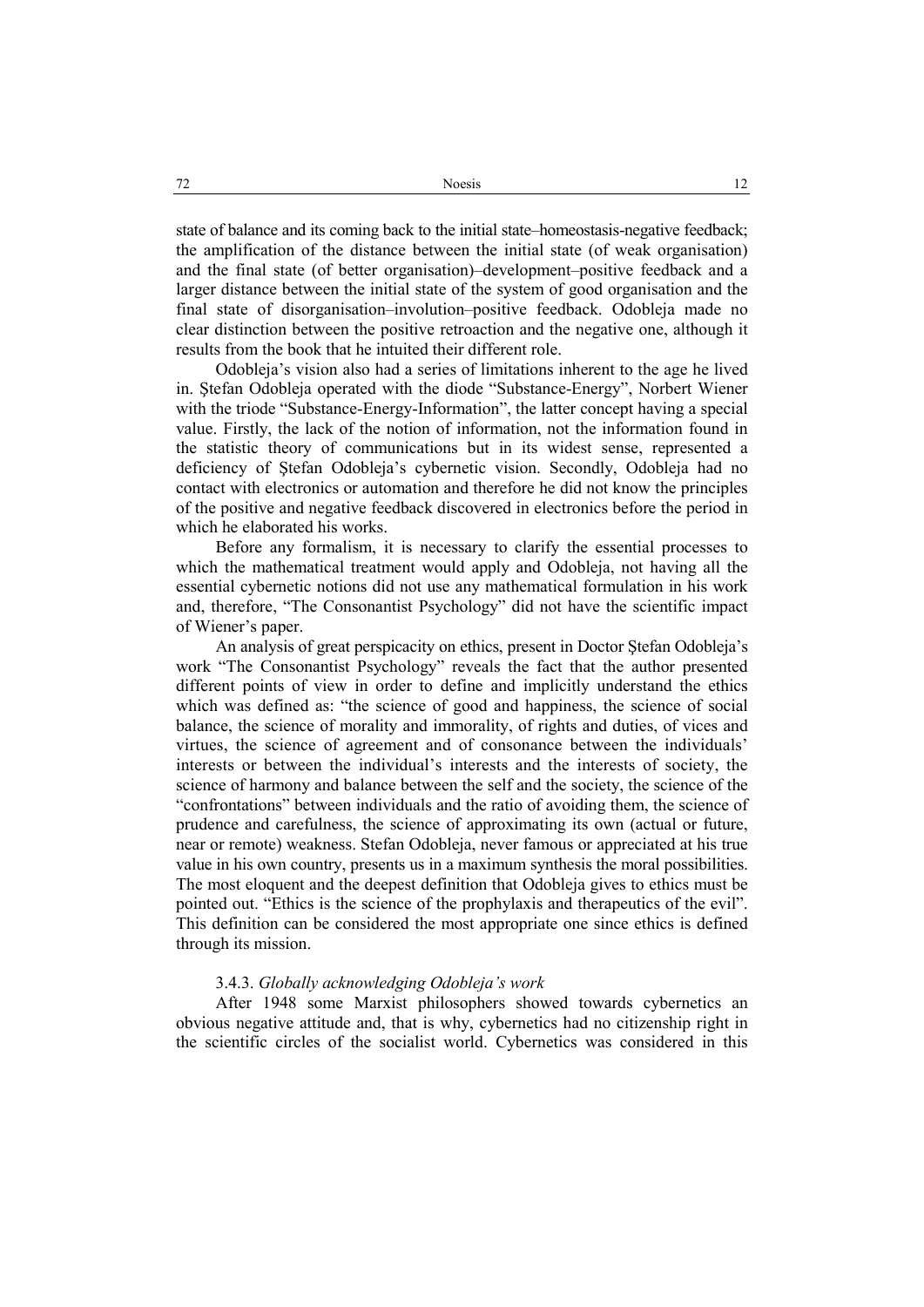state of balance and its coming back to the initial state–homeostasis-negative feedback; the amplification of the distance between the initial state (of weak organisation) and the final state (of better organisation)–development–positive feedback and a larger distance between the initial state of the system of good organisation and the final state of disorganisation–involution–positive feedback. Odobleja made no clear distinction between the positive retroaction and the negative one, although it results from the book that he intuited their different role.

Odobleja's vision also had a series of limitations inherent to the age he lived in. Ştefan Odobleja operated with the diode "Substance-Energy", Norbert Wiener with the triode "Substance-Energy-Information", the latter concept having a special value. Firstly, the lack of the notion of information, not the information found in the statistic theory of communications but in its widest sense, represented a deficiency of Ştefan Odobleja's cybernetic vision. Secondly, Odobleja had no contact with electronics or automation and therefore he did not know the principles of the positive and negative feedback discovered in electronics before the period in which he elaborated his works.

Before any formalism, it is necessary to clarify the essential processes to which the mathematical treatment would apply and Odobleja, not having all the essential cybernetic notions did not use any mathematical formulation in his work and, therefore, "The Consonantist Psychology" did not have the scientific impact of Wiener's paper.

An analysis of great perspicacity on ethics, present in Doctor Ştefan Odobleja's work "The Consonantist Psychology" reveals the fact that the author presented different points of view in order to define and implicitly understand the ethics which was defined as: "the science of good and happiness, the science of social balance, the science of morality and immorality, of rights and duties, of vices and virtues, the science of agreement and of consonance between the individuals' interests or between the individual's interests and the interests of society, the science of harmony and balance between the self and the society, the science of the "confrontations" between individuals and the ratio of avoiding them, the science of prudence and carefulness, the science of approximating its own (actual or future, near or remote) weakness. Stefan Odobleja, never famous or appreciated at his true value in his own country, presents us in a maximum synthesis the moral possibilities. The most eloquent and the deepest definition that Odobleja gives to ethics must be pointed out. "Ethics is the science of the prophylaxis and therapeutics of the evil". This definition can be considered the most appropriate one since ethics is defined through its mission.

3.4.3. *Globally acknowledging Odobleja's work*

After 1948 some Marxist philosophers showed towards cybernetics an obvious negative attitude and, that is why, cybernetics had no citizenship right in the scientific circles of the socialist world. Cybernetics was considered in this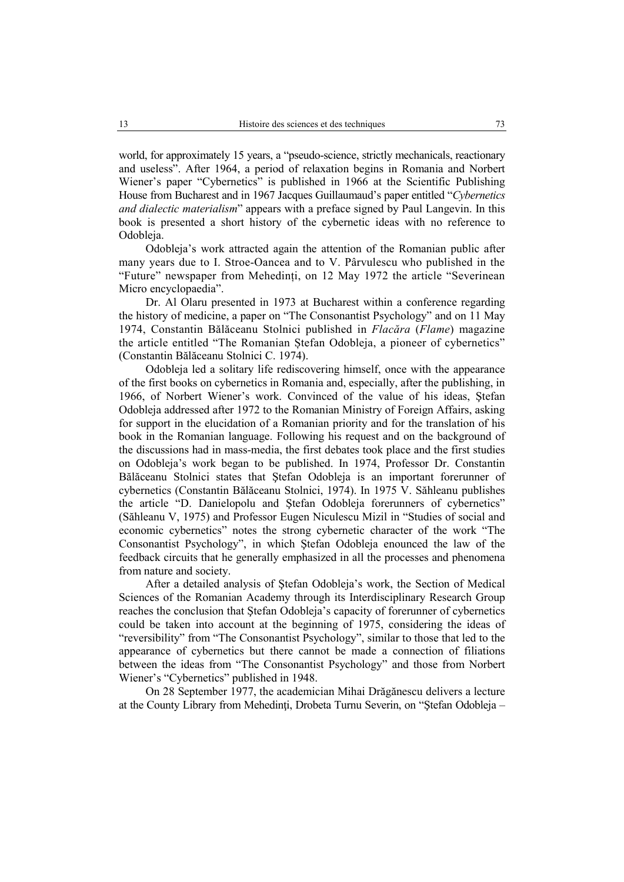world, for approximately 15 years, a "pseudo-science, strictly mechanicals, reactionary and useless". After 1964, a period of relaxation begins in Romania and Norbert Wiener's paper "Cybernetics" is published in 1966 at the Scientific Publishing House from Bucharest and in 1967 Jacques Guillaumaud's paper entitled "*Cybernetics and dialectic materialism*" appears with a preface signed by Paul Langevin. In this book is presented a short history of the cybernetic ideas with no reference to Odobleja.

Odobleja's work attracted again the attention of the Romanian public after many years due to I. Stroe-Oancea and to V. Pârvulescu who published in the "Future" newspaper from Mehedinți, on 12 May 1972 the article "Severinean Micro encyclopaedia".

Dr. Al Olaru presented in 1973 at Bucharest within a conference regarding the history of medicine, a paper on "The Consonantist Psychology" and on 11 May 1974, Constantin Bălăceanu Stolnici published in *Flacăra* (*Flame*) magazine the article entitled "The Romanian Ștefan Odobleja, a pioneer of cybernetics" (Constantin Bălăceanu Stolnici C. 1974).

Odobleja led a solitary life rediscovering himself, once with the appearance of the first books on cybernetics in Romania and, especially, after the publishing, in 1966, of Norbert Wiener's work. Convinced of the value of his ideas, Ștefan Odobleja addressed after 1972 to the Romanian Ministry of Foreign Affairs, asking for support in the elucidation of a Romanian priority and for the translation of his book in the Romanian language. Following his request and on the background of the discussions had in mass-media, the first debates took place and the first studies on Odobleja's work began to be published. In 1974, Professor Dr. Constantin Bălăceanu Stolnici states that Ștefan Odobleja is an important forerunner of cybernetics (Constantin Bălăceanu Stolnici, 1974). In 1975 V. Săhleanu publishes the article "D. Danielopolu and Ștefan Odobleja forerunners of cybernetics" (Săhleanu V, 1975) and Professor Eugen Niculescu Mizil in "Studies of social and economic cybernetics" notes the strong cybernetic character of the work "The Consonantist Psychology", in which Ștefan Odobleja enounced the law of the feedback circuits that he generally emphasized in all the processes and phenomena from nature and society.

After a detailed analysis of Ștefan Odobleja's work, the Section of Medical Sciences of the Romanian Academy through its Interdisciplinary Research Group reaches the conclusion that Ștefan Odobleja's capacity of forerunner of cybernetics could be taken into account at the beginning of 1975, considering the ideas of "reversibility" from "The Consonantist Psychology", similar to those that led to the appearance of cybernetics but there cannot be made a connection of filiations between the ideas from "The Consonantist Psychology" and those from Norbert Wiener's "Cybernetics" published in 1948.

On 28 September 1977, the academician Mihai Drăgănescu delivers a lecture at the County Library from Mehedinți, Drobeta Turnu Severin, on "Ștefan Odobleja –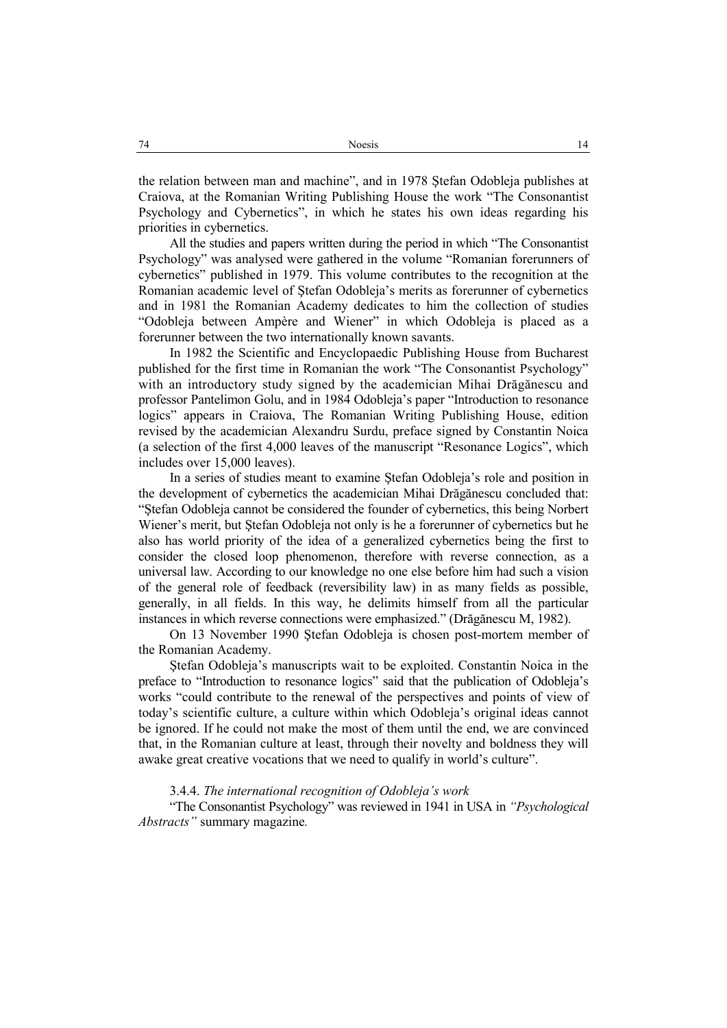the relation between man and machine", and in 1978 Ştefan Odobleja publishes at Craiova, at the Romanian Writing Publishing House the work "The Consonantist Psychology and Cybernetics", in which he states his own ideas regarding his priorities in cybernetics.

All the studies and papers written during the period in which "The Consonantist Psychology" was analysed were gathered in the volume "Romanian forerunners of cybernetics" published in 1979. This volume contributes to the recognition at the Romanian academic level of Ştefan Odobleja's merits as forerunner of cybernetics and in 1981 the Romanian Academy dedicates to him the collection of studies "Odobleja between Ampère and Wiener" in which Odobleja is placed as a forerunner between the two internationally known savants.

In 1982 the Scientific and Encyclopaedic Publishing House from Bucharest published for the first time in Romanian the work "The Consonantist Psychology" with an introductory study signed by the academician Mihai Drăgănescu and professor Pantelimon Golu, and in 1984 Odobleja's paper "Introduction to resonance logics" appears in Craiova, The Romanian Writing Publishing House, edition revised by the academician Alexandru Surdu, preface signed by Constantin Noica (a selection of the first 4,000 leaves of the manuscript "Resonance Logics", which includes over 15,000 leaves).

In a series of studies meant to examine Ştefan Odobleja's role and position in the development of cybernetics the academician Mihai Drăgănescu concluded that: "Ştefan Odobleja cannot be considered the founder of cybernetics, this being Norbert Wiener's merit, but Ştefan Odobleja not only is he a forerunner of cybernetics but he also has world priority of the idea of a generalized cybernetics being the first to consider the closed loop phenomenon, therefore with reverse connection, as a universal law. According to our knowledge no one else before him had such a vision of the general role of feedback (reversibility law) in as many fields as possible, generally, in all fields. In this way, he delimits himself from all the particular instances in which reverse connections were emphasized." (Drăgănescu M, 1982).

On 13 November 1990 Ştefan Odobleja is chosen post-mortem member of the Romanian Academy.

Ştefan Odobleja's manuscripts wait to be exploited. Constantin Noica in the preface to "Introduction to resonance logics" said that the publication of Odobleja's works "could contribute to the renewal of the perspectives and points of view of today's scientific culture, a culture within which Odobleja's original ideas cannot be ignored. If he could not make the most of them until the end, we are convinced that, in the Romanian culture at least, through their novelty and boldness they will awake great creative vocations that we need to qualify in world's culture".

3.4.4. *The international recognition of Odobleja's work*

"The Consonantist Psychology" was reviewed in 1941 in USA in *"Psychological Abstracts"* summary magazine.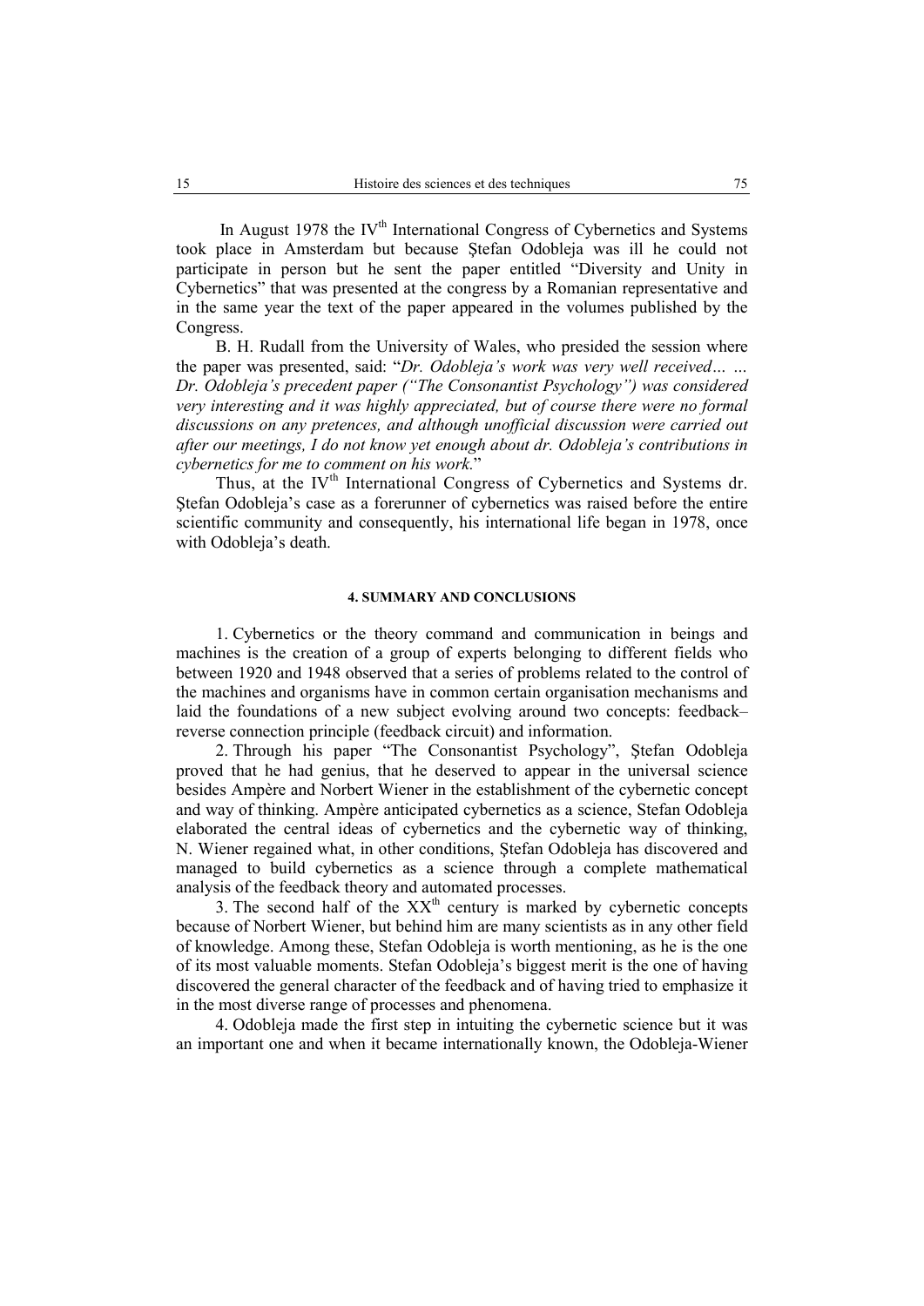In August 1978 the IV$^{th}$ International Congress of Cybernetics and Systems took place in Amsterdam but because Ștefan Odobleja was ill he could not participate in person but he sent the paper entitled "Diversity and Unity in Cybernetics" that was presented at the congress by a Romanian representative and in the same year the text of the paper appeared in the volumes published by the Congress.

B. H. Rudall from the University of Wales, who presided the session where the paper was presented, said: "*Dr. Odobleja's work was very well received… … Dr. Odobleja's precedent paper ("The Consonantist Psychology") was considered very interesting and it was highly appreciated, but of course there were no formal discussions on any pretences, and although unofficial discussion were carried out after our meetings, I do not know yet enough about dr. Odobleja's contributions in cybernetics for me to comment on his work.*"

Thus, at the IV$^{th}$ International Congress of Cybernetics and Systems dr. Ștefan Odobleja's case as a forerunner of cybernetics was raised before the entire scientific community and consequently, his international life began in 1978, once with Odobleja's death.

#### 4. SUMMARY AND CONCLUSIONS

1. Cybernetics or the theory command and communication in beings and machines is the creation of a group of experts belonging to different fields who between 1920 and 1948 observed that a series of problems related to the control of the machines and organisms have in common certain organisation mechanisms and laid the foundations of a new subject evolving around two concepts: feedback–reverse connection principle (feedback circuit) and information.

2. Through his paper "The Consonantist Psychology", Ştefan Odobleja proved that he had genius, that he deserved to appear in the universal science besides Ampère and Norbert Wiener in the establishment of the cybernetic concept and way of thinking. Ampère anticipated cybernetics as a science, Stefan Odobleja elaborated the central ideas of cybernetics and the cybernetic way of thinking, N. Wiener regained what, in other conditions, Ştefan Odobleja has discovered and managed to build cybernetics as a science through a complete mathematical analysis of the feedback theory and automated processes.

3. The second half of the XX$^{th}$ century is marked by cybernetic concepts because of Norbert Wiener, but behind him are many scientists as in any other field of knowledge. Among these, Stefan Odobleja is worth mentioning, as he is the one of its most valuable moments. Stefan Odobleja's biggest merit is the one of having discovered the general character of the feedback and of having tried to emphasize it in the most diverse range of processes and phenomena.

4. Odobleja made the first step in intuiting the cybernetic science but it was an important one and when it became internationally known, the Odobleja-Wiener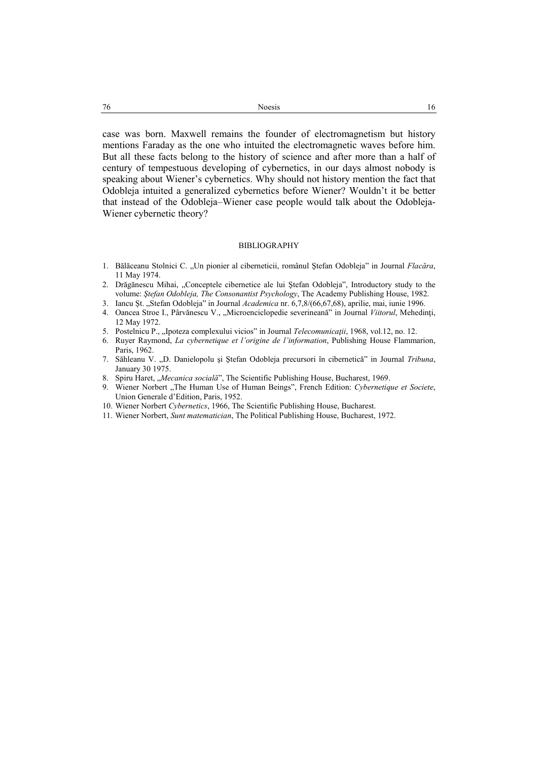case was born. Maxwell remains the founder of electromagnetism but history mentions Faraday as the one who intuited the electromagnetic waves before him. But all these facts belong to the history of science and after more than a half of century of tempestuous developing of cybernetics, in our days almost nobody is speaking about Wiener's cybernetics. Why should not history mention the fact that Odobleja intuited a generalized cybernetics before Wiener? Wouldn't it be better that instead of the Odobleja–Wiener case people would talk about the Odobleja-Wiener cybernetic theory?

## BIBLIOGRAPHY

1. Bălăceanu Stolnici C. „Un pionier al ciberneticii, românul Ştefan Odobleja" in Journal *Flacăra*, 11 May 1974.
2. Drăgănescu Mihai, „Conceptele cibernetice ale lui Ştefan Odobleja", Introductory study to the volume: *Ştefan Odobleja, The Consonantist Psychology*, The Academy Publishing House, 1982.
3. Iancu Şt. „Stefan Odobleja" in Journal *Academica* nr. 6,7,8/(66,67,68), aprilie, mai, iunie 1996.
4. Oancea Stroe I., Pârvănescu V., „Microenciclopedie severineană" in Journal *Viitorul*, Mehedinţi, 12 May 1972.
5. Postelnicu P., „Ipoteza complexului vicios" in Journal *Telecomunicaţii*, 1968, vol.12, no. 12.
6. Ruyer Raymond, *La cybernetique et l'origine de l'information*, Publishing House Flammarion, Paris, 1962.
7. Săhleanu V. „D. Danielopolu şi Ştefan Odobleja precursori în cibernetică" in Journal *Tribuna*, January 30 1975.
8. Spiru Haret, „*Mecanica socială*", The Scientific Publishing House, Bucharest, 1969.
9. Wiener Norbert „The Human Use of Human Beings", French Edition: *Cybernetique et Societe*, Union Generale d'Edition, Paris, 1952.
10. Wiener Norbert *Cybernetics*, 1966, The Scientific Publishing House, Bucharest.
11. Wiener Norbert, *Sunt matematician*, The Political Publishing House, Bucharest, 1972.